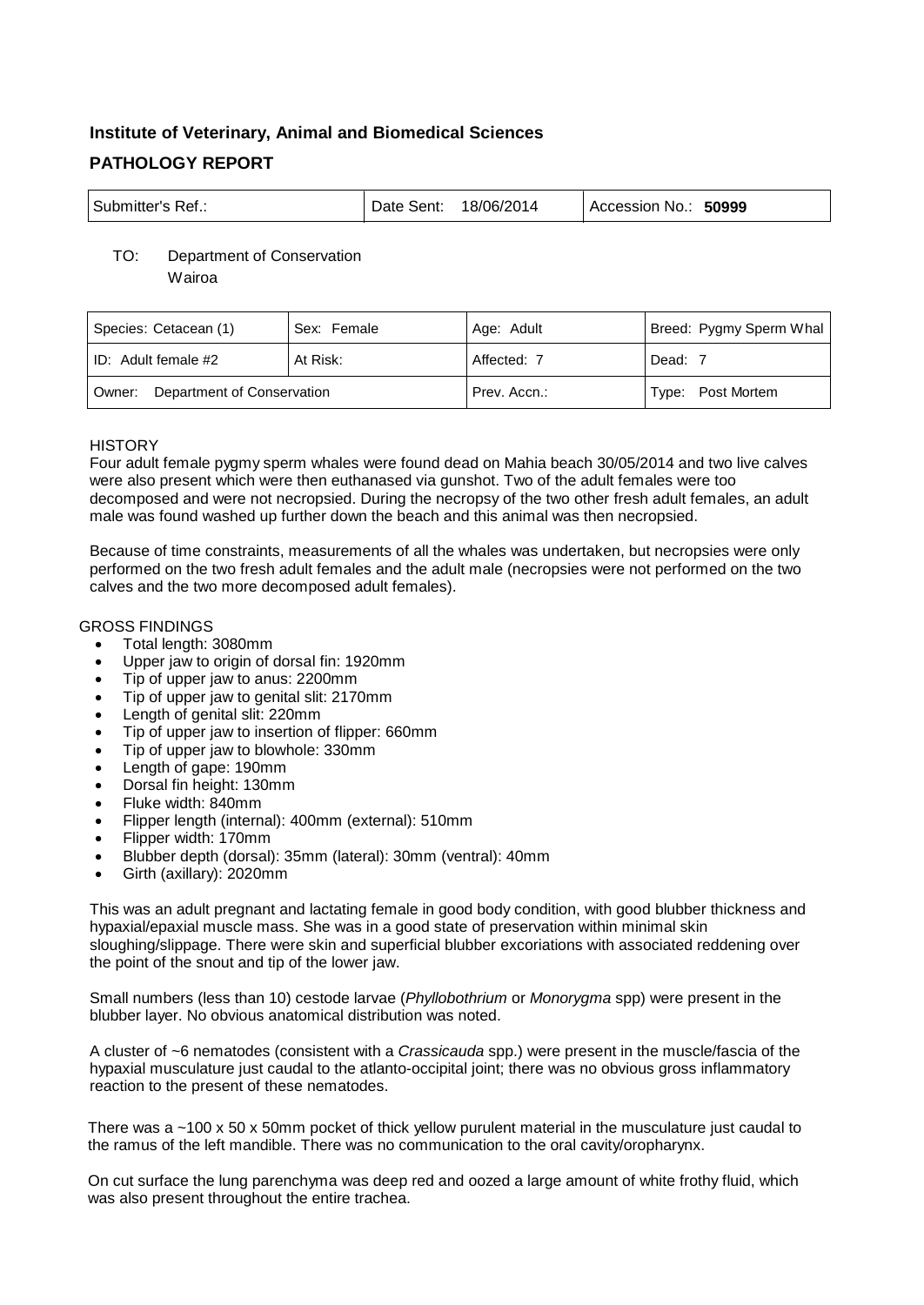**Institute of Veterinary, Animal and Biomedical Sciences**

**PATHOLOGY REPORT**

| Submitter's Ref.: | Date Sent: 18/06/2014 | Accession No.: **50999** |
|---|---|---|

TO: Department of Conservation
Wairoa

| Species: Cetacean (1) | Sex: Female | Age: Adult | Breed: Pygmy Sperm Whal |
|---|---|---|---|
| ID: Adult female #2 | At Risk: | Affected: 7 | Dead: 7 |
| Owner: Department of Conservation | | Prev. Accn.: | Type: Post Mortem |

HISTORY

Four adult female pygmy sperm whales were found dead on Mahia beach 30/05/2014 and two live calves were also present which were then euthanased via gunshot. Two of the adult females were too decomposed and were not necropsied. During the necropsy of the two other fresh adult females, an adult male was found washed up further down the beach and this animal was then necropsied.

Because of time constraints, measurements of all the whales was undertaken, but necropsies were only performed on the two fresh adult females and the adult male (necropsies were not performed on the two calves and the two more decomposed adult females).

GROSS FINDINGS

- Total length: 3080mm
- Upper jaw to origin of dorsal fin: 1920mm
- Tip of upper jaw to anus: 2200mm
- Tip of upper jaw to genital slit: 2170mm
- Length of genital slit: 220mm
- Tip of upper jaw to insertion of flipper: 660mm
- Tip of upper jaw to blowhole: 330mm
- Length of gape: 190mm
- Dorsal fin height: 130mm
- Fluke width: 840mm
- Flipper length (internal): 400mm (external): 510mm
- Flipper width: 170mm
- Blubber depth (dorsal): 35mm (lateral): 30mm (ventral): 40mm
- Girth (axillary): 2020mm

This was an adult pregnant and lactating female in good body condition, with good blubber thickness and hypaxial/epaxial muscle mass. She was in a good state of preservation within minimal skin sloughing/slippage. There were skin and superficial blubber excoriations with associated reddening over the point of the snout and tip of the lower jaw.

Small numbers (less than 10) cestode larvae (*Phyllobothrium* or *Monorygma* spp) were present in the blubber layer. No obvious anatomical distribution was noted.

A cluster of ~6 nematodes (consistent with a *Crassicauda* spp.) were present in the muscle/fascia of the hypaxial musculature just caudal to the atlanto-occipital joint; there was no obvious gross inflammatory reaction to the present of these nematodes.

There was a ~100 x 50 x 50mm pocket of thick yellow purulent material in the musculature just caudal to the ramus of the left mandible. There was no communication to the oral cavity/oropharynx.

On cut surface the lung parenchyma was deep red and oozed a large amount of white frothy fluid, which was also present throughout the entire trachea.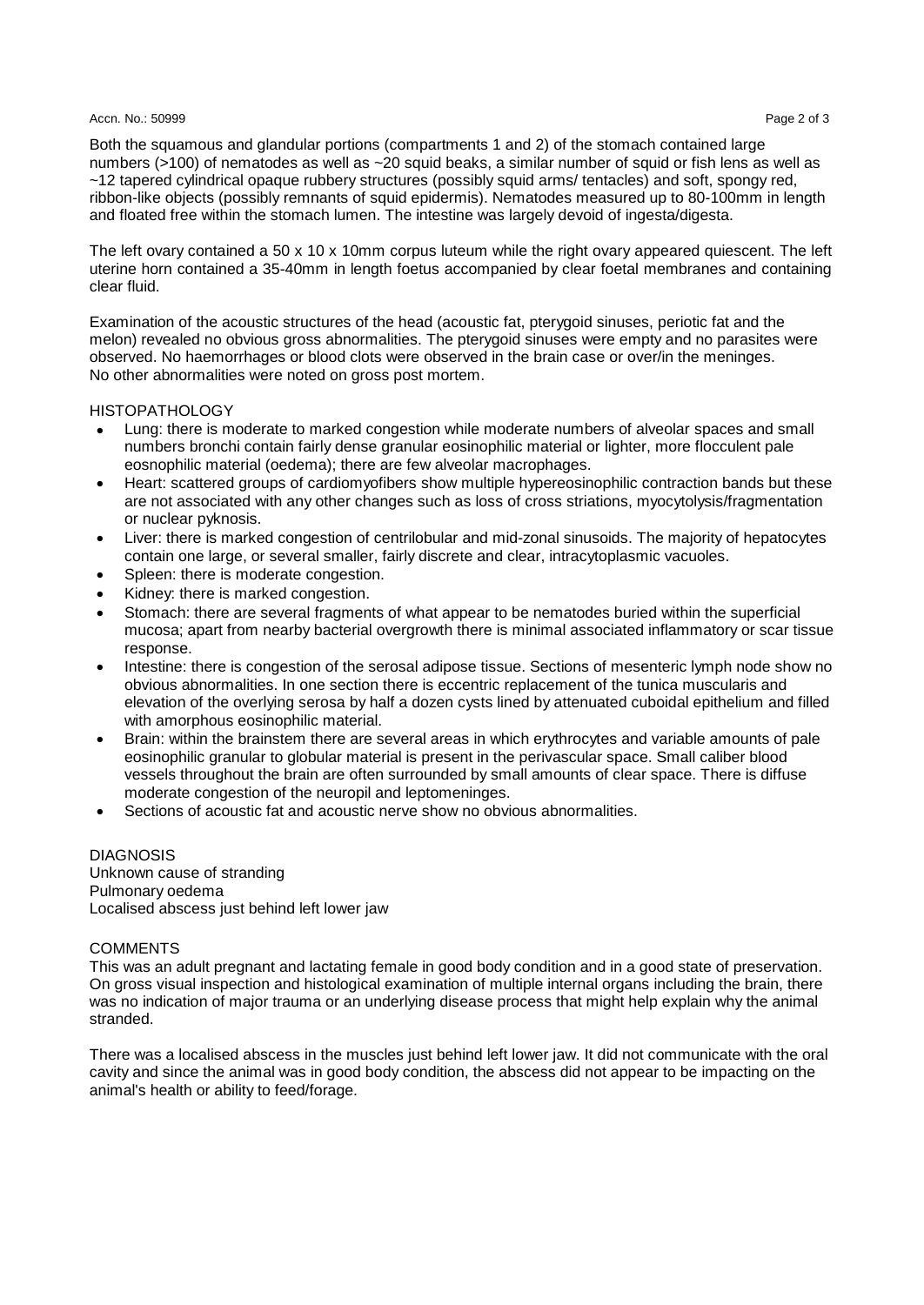Both the squamous and glandular portions (compartments 1 and 2) of the stomach contained large numbers (>100) of nematodes as well as ~20 squid beaks, a similar number of squid or fish lens as well as ~12 tapered cylindrical opaque rubbery structures (possibly squid arms/ tentacles) and soft, spongy red, ribbon-like objects (possibly remnants of squid epidermis). Nematodes measured up to 80-100mm in length and floated free within the stomach lumen. The intestine was largely devoid of ingesta/digesta.

The left ovary contained a 50 x 10 x 10mm corpus luteum while the right ovary appeared quiescent. The left uterine horn contained a 35-40mm in length foetus accompanied by clear foetal membranes and containing clear fluid.

Examination of the acoustic structures of the head (acoustic fat, pterygoid sinuses, periotic fat and the melon) revealed no obvious gross abnormalities. The pterygoid sinuses were empty and no parasites were observed. No haemorrhages or blood clots were observed in the brain case or over/in the meninges. No other abnormalities were noted on gross post mortem.

HISTOPATHOLOGY

- Lung: there is moderate to marked congestion while moderate numbers of alveolar spaces and small numbers bronchi contain fairly dense granular eosinophilic material or lighter, more flocculent pale eosnophilic material (oedema); there are few alveolar macrophages.
- Heart: scattered groups of cardiomyofibers show multiple hypereosinophilic contraction bands but these are not associated with any other changes such as loss of cross striations, myocytolysis/fragmentation or nuclear pyknosis.
- Liver: there is marked congestion of centrilobular and mid-zonal sinusoids. The majority of hepatocytes contain one large, or several smaller, fairly discrete and clear, intracytoplasmic vacuoles.
- Spleen: there is moderate congestion.
- Kidney: there is marked congestion.
- Stomach: there are several fragments of what appear to be nematodes buried within the superficial mucosa; apart from nearby bacterial overgrowth there is minimal associated inflammatory or scar tissue response.
- Intestine: there is congestion of the serosal adipose tissue. Sections of mesenteric lymph node show no obvious abnormalities. In one section there is eccentric replacement of the tunica muscularis and elevation of the overlying serosa by half a dozen cysts lined by attenuated cuboidal epithelium and filled with amorphous eosinophilic material.
- Brain: within the brainstem there are several areas in which erythrocytes and variable amounts of pale eosinophilic granular to globular material is present in the perivascular space. Small caliber blood vessels throughout the brain are often surrounded by small amounts of clear space. There is diffuse moderate congestion of the neuropil and leptomeninges.
- Sections of acoustic fat and acoustic nerve show no obvious abnormalities.

DIAGNOSIS

Unknown cause of stranding
Pulmonary oedema
Localised abscess just behind left lower jaw

COMMENTS

This was an adult pregnant and lactating female in good body condition and in a good state of preservation. On gross visual inspection and histological examination of multiple internal organs including the brain, there was no indication of major trauma or an underlying disease process that might help explain why the animal stranded.

There was a localised abscess in the muscles just behind left lower jaw. It did not communicate with the oral cavity and since the animal was in good body condition, the abscess did not appear to be impacting on the animal's health or ability to feed/forage.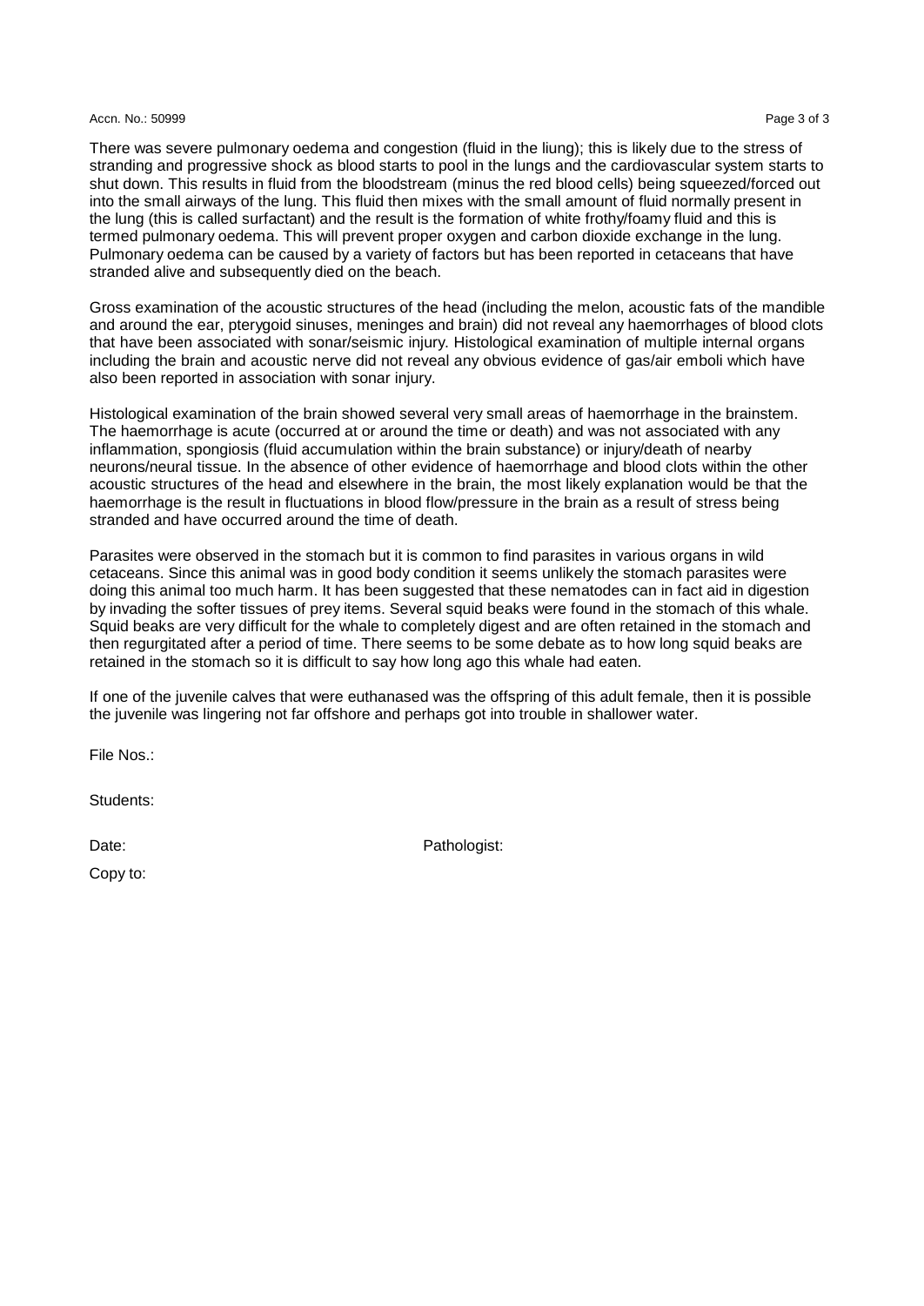There was severe pulmonary oedema and congestion (fluid in the liung); this is likely due to the stress of stranding and progressive shock as blood starts to pool in the lungs and the cardiovascular system starts to shut down. This results in fluid from the bloodstream (minus the red blood cells) being squeezed/forced out into the small airways of the lung. This fluid then mixes with the small amount of fluid normally present in the lung (this is called surfactant) and the result is the formation of white frothy/foamy fluid and this is termed pulmonary oedema. This will prevent proper oxygen and carbon dioxide exchange in the lung. Pulmonary oedema can be caused by a variety of factors but has been reported in cetaceans that have stranded alive and subsequently died on the beach.

Gross examination of the acoustic structures of the head (including the melon, acoustic fats of the mandible and around the ear, pterygoid sinuses, meninges and brain) did not reveal any haemorrhages of blood clots that have been associated with sonar/seismic injury. Histological examination of multiple internal organs including the brain and acoustic nerve did not reveal any obvious evidence of gas/air emboli which have also been reported in association with sonar injury.

Histological examination of the brain showed several very small areas of haemorrhage in the brainstem. The haemorrhage is acute (occurred at or around the time or death) and was not associated with any inflammation, spongiosis (fluid accumulation within the brain substance) or injury/death of nearby neurons/neural tissue. In the absence of other evidence of haemorrhage and blood clots within the other acoustic structures of the head and elsewhere in the brain, the most likely explanation would be that the haemorrhage is the result in fluctuations in blood flow/pressure in the brain as a result of stress being stranded and have occurred around the time of death.

Parasites were observed in the stomach but it is common to find parasites in various organs in wild cetaceans. Since this animal was in good body condition it seems unlikely the stomach parasites were doing this animal too much harm. It has been suggested that these nematodes can in fact aid in digestion by invading the softer tissues of prey items. Several squid beaks were found in the stomach of this whale. Squid beaks are very difficult for the whale to completely digest and are often retained in the stomach and then regurgitated after a period of time. There seems to be some debate as to how long squid beaks are retained in the stomach so it is difficult to say how long ago this whale had eaten.

If one of the juvenile calves that were euthanased was the offspring of this adult female, then it is possible the juvenile was lingering not far offshore and perhaps got into trouble in shallower water.

File Nos.:

Students:

Date: Pathologist:

Copy to: